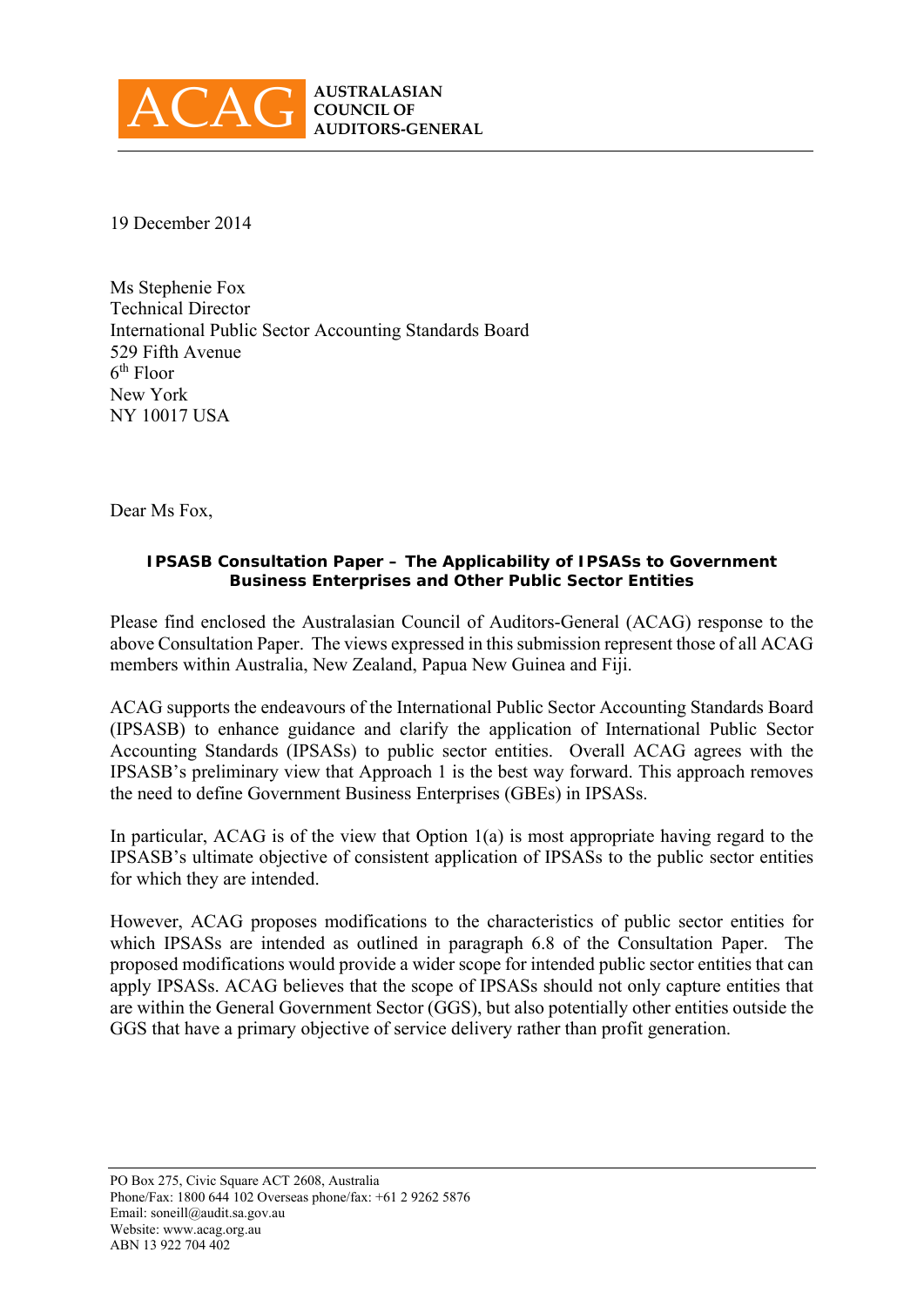**ACAG** AUSTRALASIAN COUNCIL OF AUDITORS-GENERAL

19 December 2014

Ms Stephenie Fox
Technical Director
International Public Sector Accounting Standards Board
529 Fifth Avenue
6th Floor
New York
NY 10017 USA

Dear Ms Fox,

**IPSASB Consultation Paper – The Applicability of IPSASs to Government Business Enterprises and Other Public Sector Entities**

Please find enclosed the Australasian Council of Auditors-General (ACAG) response to the above Consultation Paper. The views expressed in this submission represent those of all ACAG members within Australia, New Zealand, Papua New Guinea and Fiji.

ACAG supports the endeavours of the International Public Sector Accounting Standards Board (IPSASB) to enhance guidance and clarify the application of International Public Sector Accounting Standards (IPSASs) to public sector entities. Overall ACAG agrees with the IPSASB's preliminary view that Approach 1 is the best way forward. This approach removes the need to define Government Business Enterprises (GBEs) in IPSASs.

In particular, ACAG is of the view that Option 1(a) is most appropriate having regard to the IPSASB's ultimate objective of consistent application of IPSASs to the public sector entities for which they are intended.

However, ACAG proposes modifications to the characteristics of public sector entities for which IPSASs are intended as outlined in paragraph 6.8 of the Consultation Paper. The proposed modifications would provide a wider scope for intended public sector entities that can apply IPSASs. ACAG believes that the scope of IPSASs should not only capture entities that are within the General Government Sector (GGS), but also potentially other entities outside the GGS that have a primary objective of service delivery rather than profit generation.

PO Box 275, Civic Square ACT 2608, Australia
Phone/Fax: 1800 644 102 Overseas phone/fax: +61 2 9262 5876
Email: soneill@audit.sa.gov.au
Website: www.acag.org.au
ABN 13 922 704 402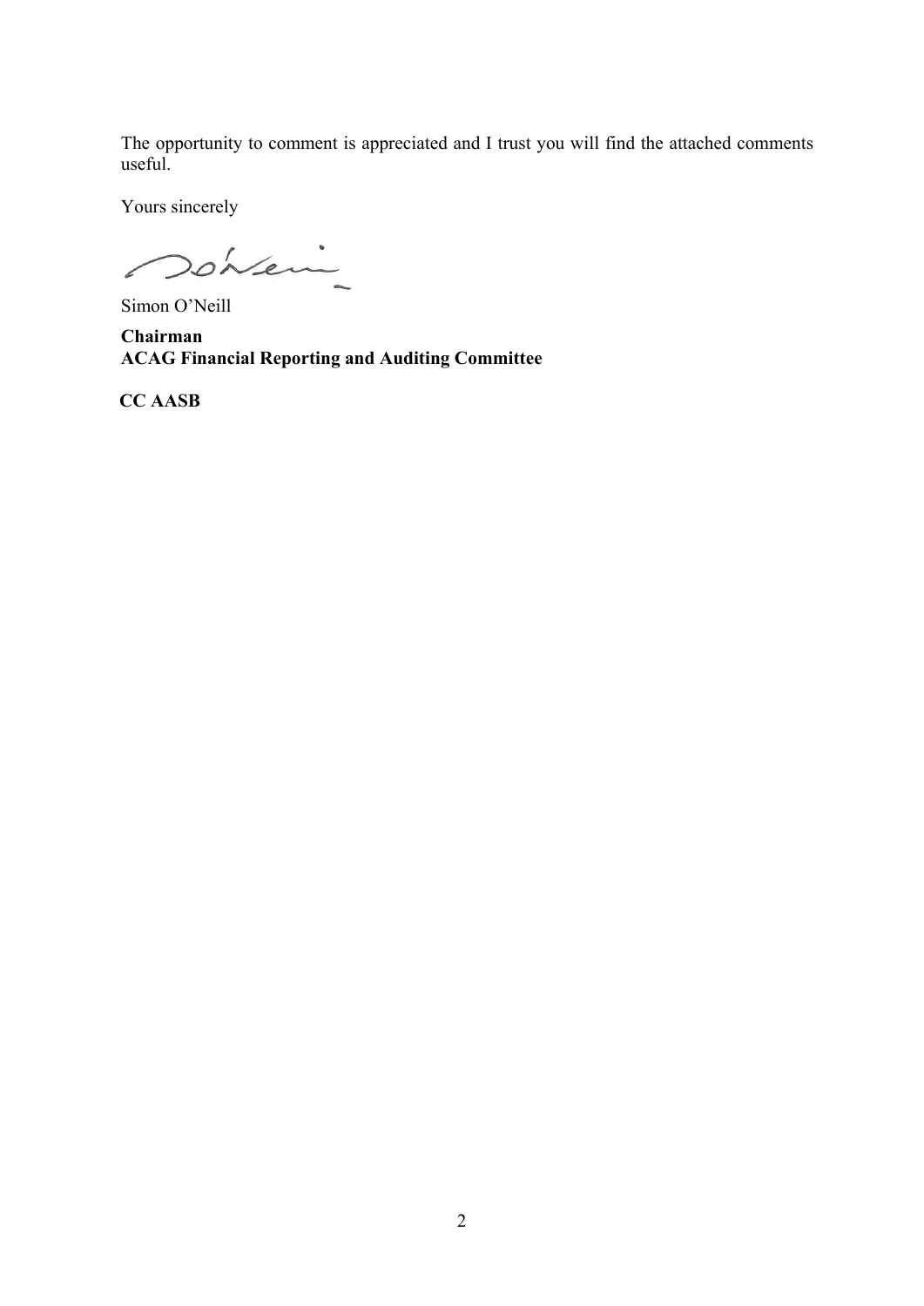The opportunity to comment is appreciated and I trust you will find the attached comments useful.

Yours sincerely

Simon O'Neill

**Chairman**
**ACAG Financial Reporting and Auditing Committee**

**CC AASB**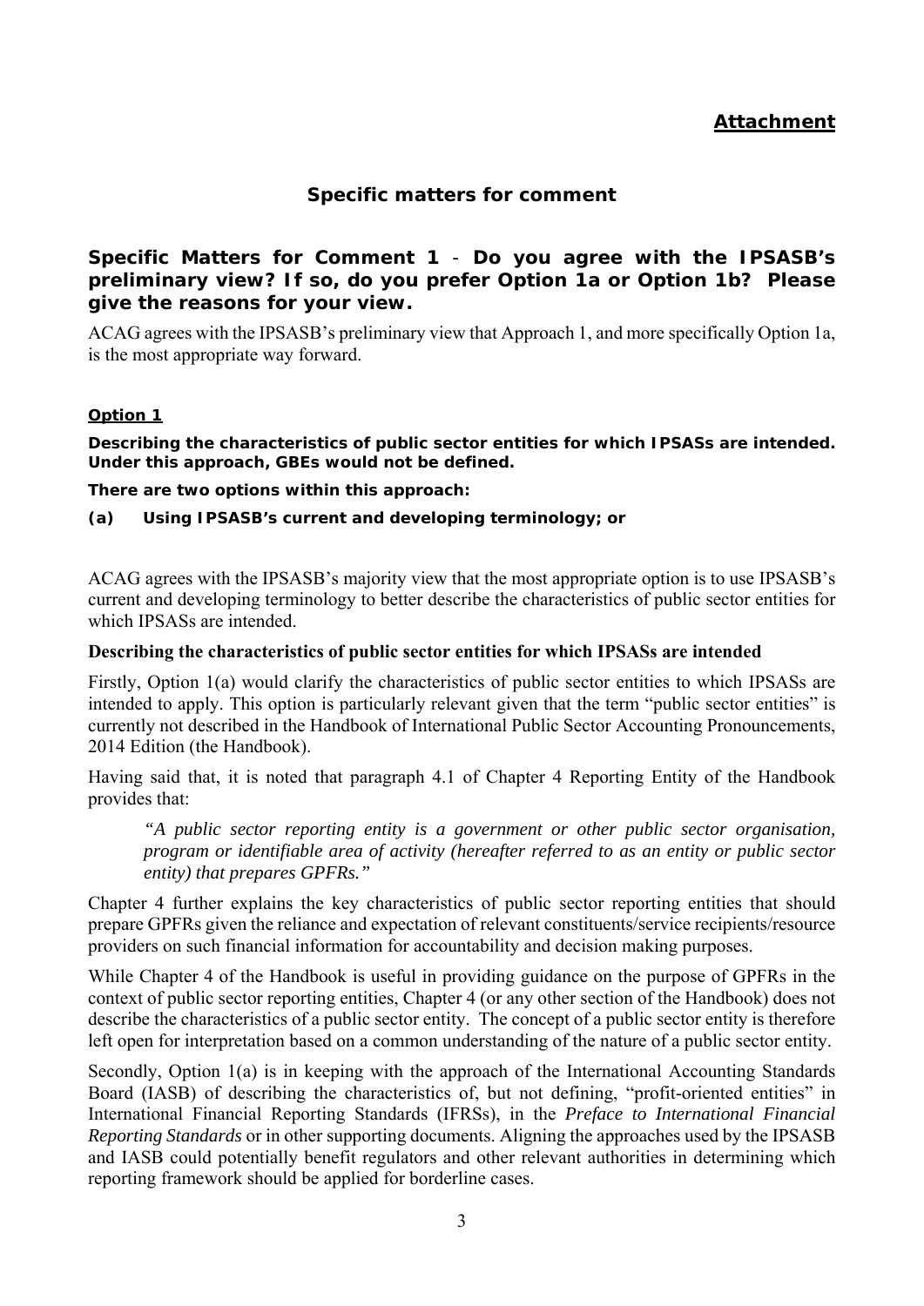**Attachment**

## Specific matters for comment

### Specific Matters for Comment 1 - Do you agree with the IPSASB's preliminary view? If so, do you prefer Option 1a or Option 1b? Please give the reasons for your view.

ACAG agrees with the IPSASB's preliminary view that Approach 1, and more specifically Option 1a, is the most appropriate way forward.

#### Option 1

**Describing the characteristics of public sector entities for which IPSASs are intended. Under this approach, GBEs would not be defined.**

**There are two options within this approach:**

**(a) Using IPSASB's current and developing terminology; or**

ACAG agrees with the IPSASB's majority view that the most appropriate option is to use IPSASB's current and developing terminology to better describe the characteristics of public sector entities for which IPSASs are intended.

**Describing the characteristics of public sector entities for which IPSASs are intended**

Firstly, Option 1(a) would clarify the characteristics of public sector entities to which IPSASs are intended to apply. This option is particularly relevant given that the term "public sector entities" is currently not described in the Handbook of International Public Sector Accounting Pronouncements, 2014 Edition (the Handbook).

Having said that, it is noted that paragraph 4.1 of Chapter 4 Reporting Entity of the Handbook provides that:

> *"A public sector reporting entity is a government or other public sector organisation, program or identifiable area of activity (hereafter referred to as an entity or public sector entity) that prepares GPFRs."*

Chapter 4 further explains the key characteristics of public sector reporting entities that should prepare GPFRs given the reliance and expectation of relevant constituents/service recipients/resource providers on such financial information for accountability and decision making purposes.

While Chapter 4 of the Handbook is useful in providing guidance on the purpose of GPFRs in the context of public sector reporting entities, Chapter 4 (or any other section of the Handbook) does not describe the characteristics of a public sector entity. The concept of a public sector entity is therefore left open for interpretation based on a common understanding of the nature of a public sector entity.

Secondly, Option 1(a) is in keeping with the approach of the International Accounting Standards Board (IASB) of describing the characteristics of, but not defining, "profit-oriented entities" in International Financial Reporting Standards (IFRSs), in the *Preface to International Financial Reporting Standards* or in other supporting documents. Aligning the approaches used by the IPSASB and IASB could potentially benefit regulators and other relevant authorities in determining which reporting framework should be applied for borderline cases.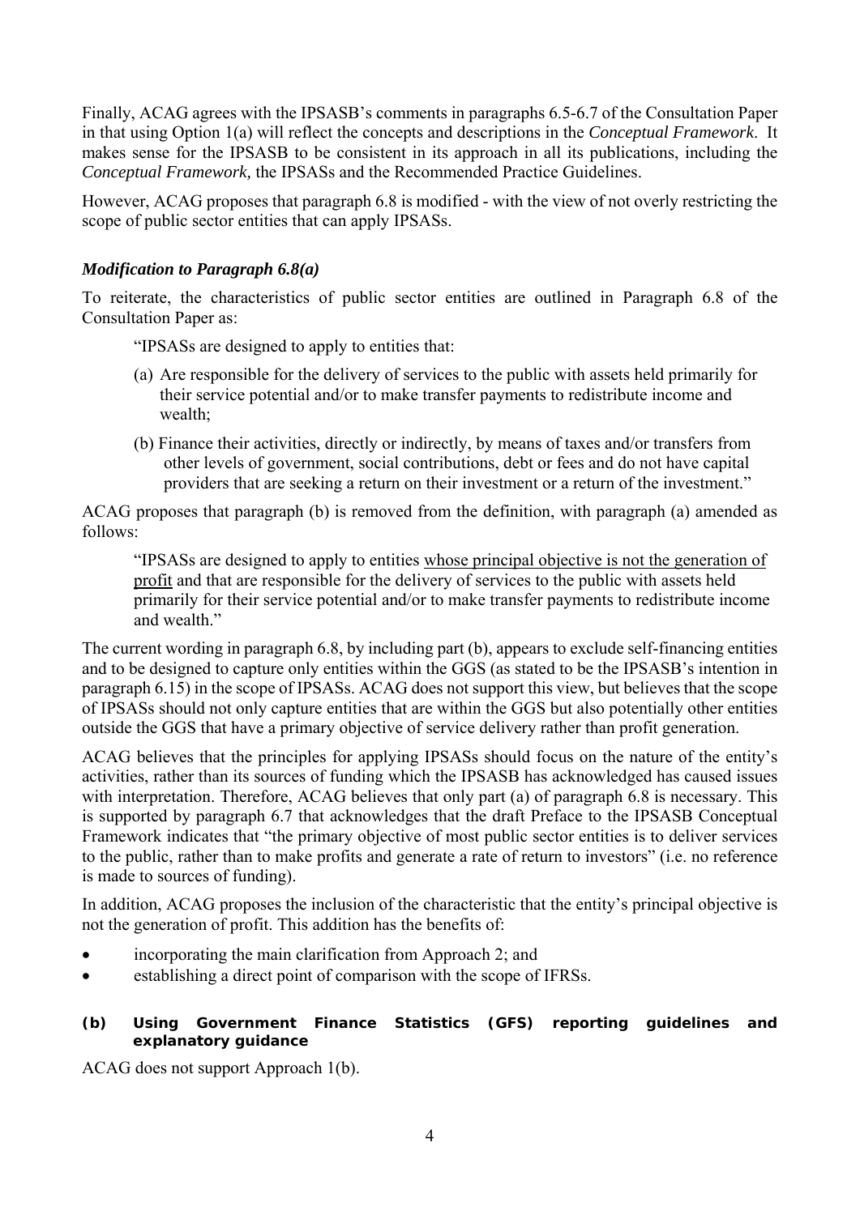Finally, ACAG agrees with the IPSASB's comments in paragraphs 6.5-6.7 of the Consultation Paper in that using Option 1(a) will reflect the concepts and descriptions in the *Conceptual Framework*. It makes sense for the IPSASB to be consistent in its approach in all its publications, including the *Conceptual Framework,* the IPSASs and the Recommended Practice Guidelines.

However, ACAG proposes that paragraph 6.8 is modified - with the view of not overly restricting the scope of public sector entities that can apply IPSASs.

### *Modification to Paragraph 6.8(a)*

To reiterate, the characteristics of public sector entities are outlined in Paragraph 6.8 of the Consultation Paper as:

> "IPSASs are designed to apply to entities that:
>
> (a) Are responsible for the delivery of services to the public with assets held primarily for their service potential and/or to make transfer payments to redistribute income and wealth;
>
> (b) Finance their activities, directly or indirectly, by means of taxes and/or transfers from other levels of government, social contributions, debt or fees and do not have capital providers that are seeking a return on their investment or a return of the investment."

ACAG proposes that paragraph (b) is removed from the definition, with paragraph (a) amended as follows:

> "IPSASs are designed to apply to entities <u>whose principal objective is not the generation of profit</u> and that are responsible for the delivery of services to the public with assets held primarily for their service potential and/or to make transfer payments to redistribute income and wealth."

The current wording in paragraph 6.8, by including part (b), appears to exclude self-financing entities and to be designed to capture only entities within the GGS (as stated to be the IPSASB's intention in paragraph 6.15) in the scope of IPSASs. ACAG does not support this view, but believes that the scope of IPSASs should not only capture entities that are within the GGS but also potentially other entities outside the GGS that have a primary objective of service delivery rather than profit generation.

ACAG believes that the principles for applying IPSASs should focus on the nature of the entity's activities, rather than its sources of funding which the IPSASB has acknowledged has caused issues with interpretation. Therefore, ACAG believes that only part (a) of paragraph 6.8 is necessary. This is supported by paragraph 6.7 that acknowledges that the draft Preface to the IPSASB Conceptual Framework indicates that "the primary objective of most public sector entities is to deliver services to the public, rather than to make profits and generate a rate of return to investors" (i.e. no reference is made to sources of funding).

In addition, ACAG proposes the inclusion of the characteristic that the entity's principal objective is not the generation of profit. This addition has the benefits of:

- incorporating the main clarification from Approach 2; and
- establishing a direct point of comparison with the scope of IFRSs.

#### (b) Using Government Finance Statistics (GFS) reporting guidelines and explanatory guidance

ACAG does not support Approach 1(b).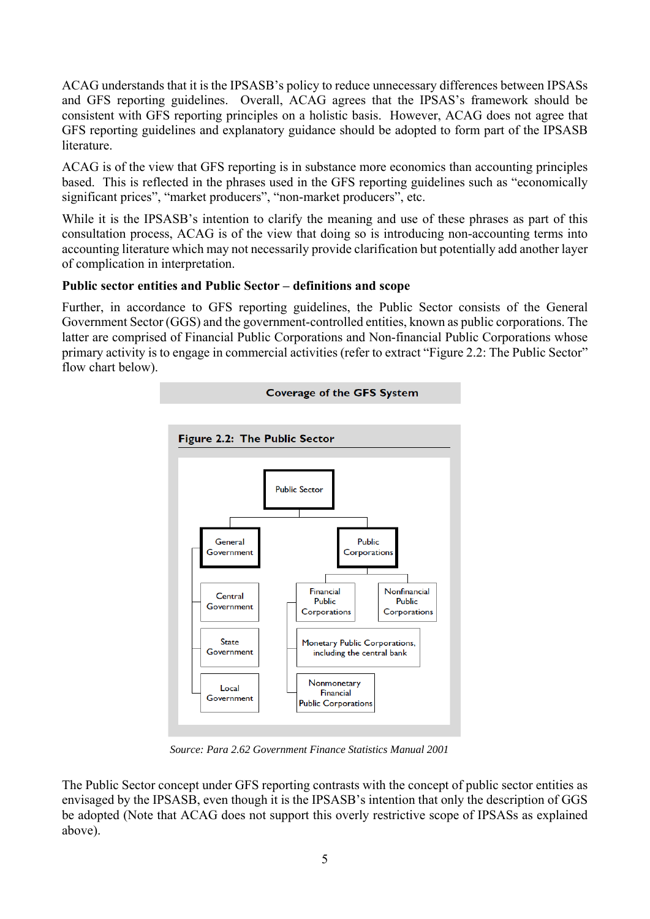ACAG understands that it is the IPSASB's policy to reduce unnecessary differences between IPSASs and GFS reporting guidelines. Overall, ACAG agrees that the IPSAS's framework should be consistent with GFS reporting principles on a holistic basis. However, ACAG does not agree that GFS reporting guidelines and explanatory guidance should be adopted to form part of the IPSASB literature.

ACAG is of the view that GFS reporting is in substance more economics than accounting principles based. This is reflected in the phrases used in the GFS reporting guidelines such as "economically significant prices", "market producers", "non-market producers", etc.

While it is the IPSASB's intention to clarify the meaning and use of these phrases as part of this consultation process, ACAG is of the view that doing so is introducing non-accounting terms into accounting literature which may not necessarily provide clarification but potentially add another layer of complication in interpretation.

**Public sector entities and Public Sector – definitions and scope**

Further, in accordance to GFS reporting guidelines, the Public Sector consists of the General Government Sector (GGS) and the government-controlled entities, known as public corporations. The latter are comprised of Financial Public Corporations and Non-financial Public Corporations whose primary activity is to engage in commercial activities (refer to extract "Figure 2.2: The Public Sector" flow chart below).

**Coverage of the GFS System**

**Figure 2.2: The Public Sector**

- Public Sector
  - General Government
    - Central Government
    - State Government
    - Local Government
  - Public Corporations
    - Financial Public Corporations
      - Monetary Public Corporations, including the central bank
      - Nonmonetary Financial Public Corporations
    - Nonfinancial Public Corporations

*Source: Para 2.62 Government Finance Statistics Manual 2001*

The Public Sector concept under GFS reporting contrasts with the concept of public sector entities as envisaged by the IPSASB, even though it is the IPSASB's intention that only the description of GGS be adopted (Note that ACAG does not support this overly restrictive scope of IPSASs as explained above).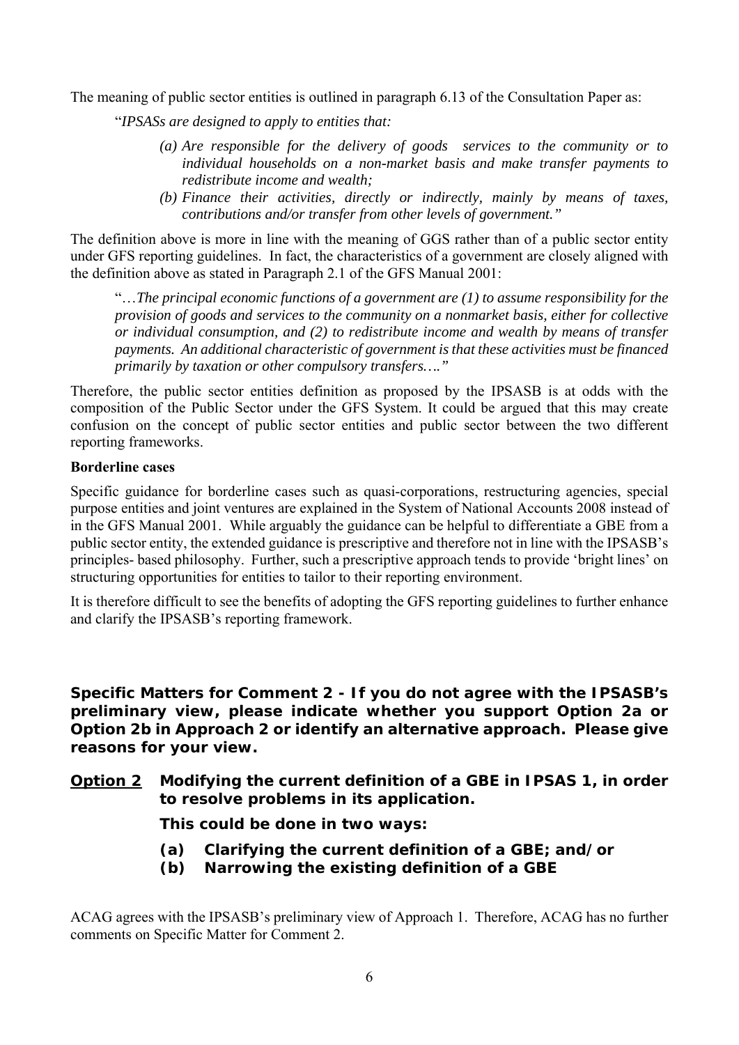The meaning of public sector entities is outlined in paragraph 6.13 of the Consultation Paper as:

> "*IPSASs are designed to apply to entities that:*
>
> *(a) Are responsible for the delivery of goods services to the community or to individual households on a non-market basis and make transfer payments to redistribute income and wealth;*
>
> *(b) Finance their activities, directly or indirectly, mainly by means of taxes, contributions and/or transfer from other levels of government."*

The definition above is more in line with the meaning of GGS rather than of a public sector entity under GFS reporting guidelines. In fact, the characteristics of a government are closely aligned with the definition above as stated in Paragraph 2.1 of the GFS Manual 2001:

> "…*The principal economic functions of a government are (1) to assume responsibility for the provision of goods and services to the community on a nonmarket basis, either for collective or individual consumption, and (2) to redistribute income and wealth by means of transfer payments. An additional characteristic of government is that these activities must be financed primarily by taxation or other compulsory transfers…."*

Therefore, the public sector entities definition as proposed by the IPSASB is at odds with the composition of the Public Sector under the GFS System. It could be argued that this may create confusion on the concept of public sector entities and public sector between the two different reporting frameworks.

**Borderline cases**

Specific guidance for borderline cases such as quasi-corporations, restructuring agencies, special purpose entities and joint ventures are explained in the System of National Accounts 2008 instead of in the GFS Manual 2001. While arguably the guidance can be helpful to differentiate a GBE from a public sector entity, the extended guidance is prescriptive and therefore not in line with the IPSASB's principles- based philosophy. Further, such a prescriptive approach tends to provide 'bright lines' on structuring opportunities for entities to tailor to their reporting environment.

It is therefore difficult to see the benefits of adopting the GFS reporting guidelines to further enhance and clarify the IPSASB's reporting framework.

**Specific Matters for Comment 2 - If you do not agree with the IPSASB's preliminary view, please indicate whether you support Option 2a or Option 2b in Approach 2 or identify an alternative approach. Please give reasons for your view.**

**<u>Option 2</u> Modifying the current definition of a GBE in IPSAS 1, in order to resolve problems in its application.**

**This could be done in two ways:**

**(a) Clarifying the current definition of a GBE; and/or**

**(b) Narrowing the existing definition of a GBE**

ACAG agrees with the IPSASB's preliminary view of Approach 1. Therefore, ACAG has no further comments on Specific Matter for Comment 2.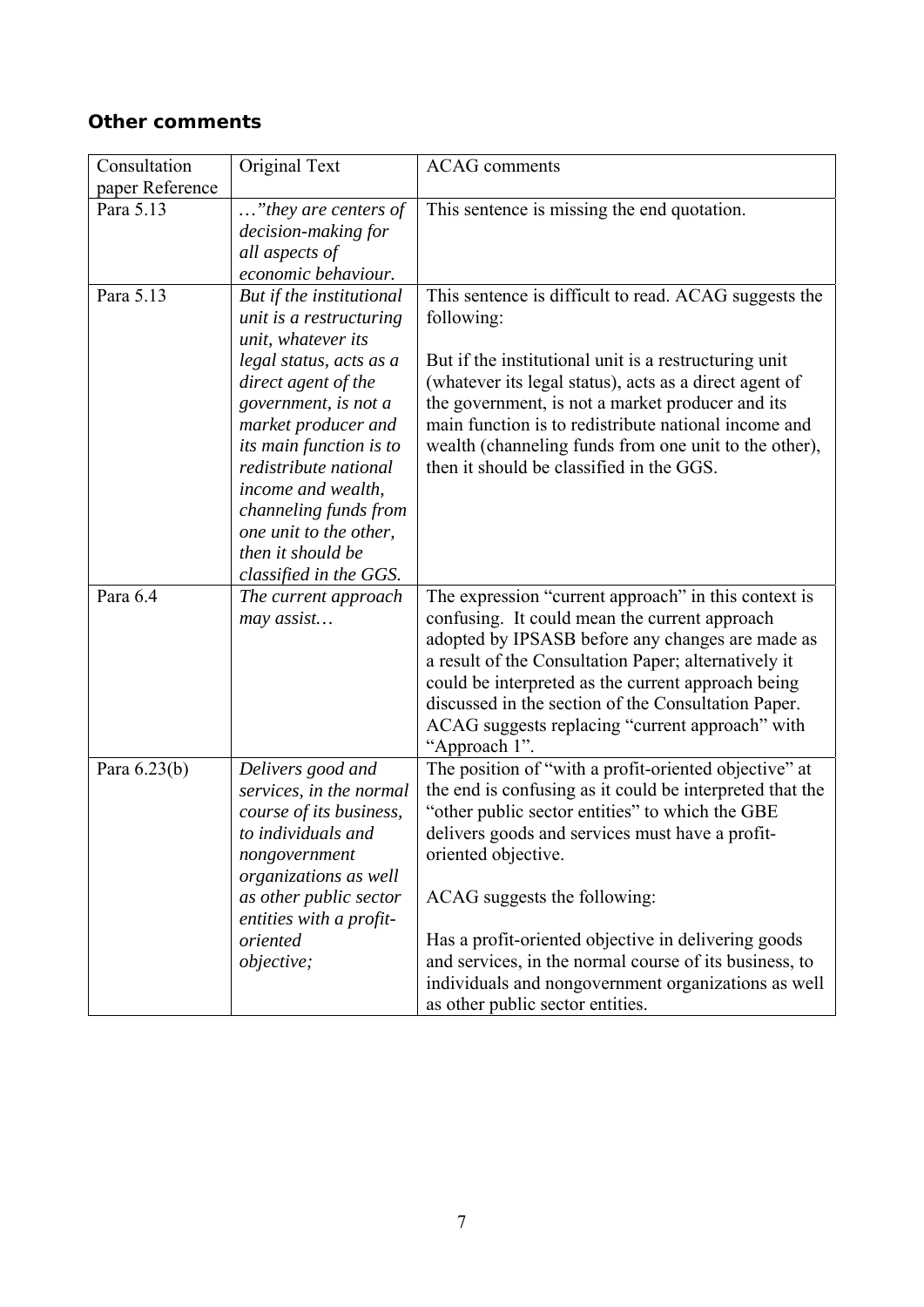## Other comments

| Consultation paper Reference | Original Text | ACAG comments |
|---|---|---|
| Para 5.13 | *…"they are centers of decision-making for all aspects of economic behaviour.* | This sentence is missing the end quotation. |
| Para 5.13 | *But if the institutional unit is a restructuring unit, whatever its legal status, acts as a direct agent of the government, is not a market producer and its main function is to redistribute national income and wealth, channeling funds from one unit to the other, then it should be classified in the GGS.* | This sentence is difficult to read. ACAG suggests the following:<br><br>But if the institutional unit is a restructuring unit (whatever its legal status), acts as a direct agent of the government, is not a market producer and its main function is to redistribute national income and wealth (channeling funds from one unit to the other), then it should be classified in the GGS. |
| Para 6.4 | *The current approach may assist…* | The expression "current approach" in this context is confusing. It could mean the current approach adopted by IPSASB before any changes are made as a result of the Consultation Paper; alternatively it could be interpreted as the current approach being discussed in the section of the Consultation Paper. ACAG suggests replacing "current approach" with "Approach 1". |
| Para 6.23(b) | *Delivers good and services, in the normal course of its business, to individuals and nongovernment organizations as well as other public sector entities with a profit-oriented objective;* | The position of "with a profit-oriented objective" at the end is confusing as it could be interpreted that the "other public sector entities" to which the GBE delivers goods and services must have a profit-oriented objective.<br><br>ACAG suggests the following:<br><br>Has a profit-oriented objective in delivering goods and services, in the normal course of its business, to individuals and nongovernment organizations as well as other public sector entities. |